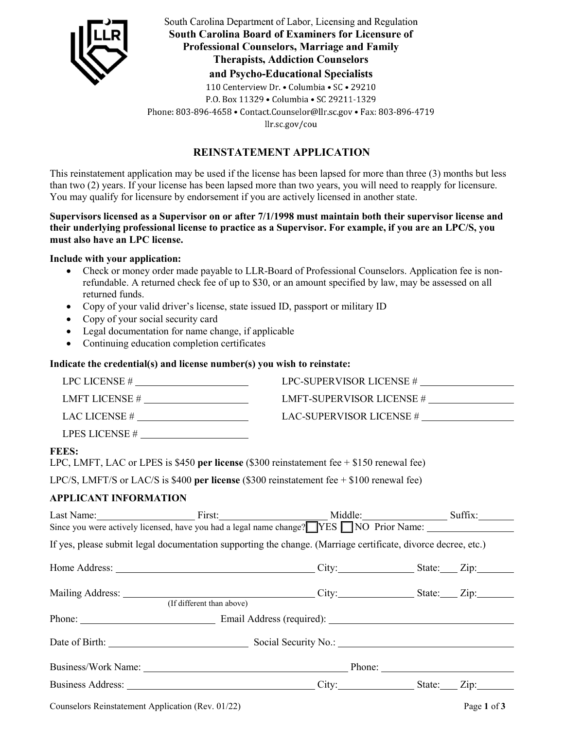South Carolina Department of Labor, Licensing and Regulation

**South Carolina Board of Examiners for Licensure of Professional Counselors, Marriage and Family Therapists, Addiction Counselors and Psycho-Educational Specialists**

110 Centerview Dr. • Columbia • SC • 29210
P.O. Box 11329 • Columbia • SC 29211-1329
Phone: 803-896-4658 • Contact.Counselor@llr.sc.gov • Fax: 803-896-4719
llr.sc.gov/cou

# REINSTATEMENT APPLICATION

This reinstatement application may be used if the license has been lapsed for more than three (3) months but less than two (2) years. If your license has been lapsed more than two years, you will need to reapply for licensure. You may qualify for licensure by endorsement if you are actively licensed in another state.

**Supervisors licensed as a Supervisor on or after 7/1/1998 must maintain both their supervisor license and their underlying professional license to practice as a Supervisor. For example, if you are an LPC/S, you must also have an LPC license.**

**Include with your application:**

- Check or money order made payable to LLR-Board of Professional Counselors. Application fee is non-refundable. A returned check fee of up to $30, or an amount specified by law, may be assessed on all returned funds.
- Copy of your valid driver's license, state issued ID, passport or military ID
- Copy of your social security card
- Legal documentation for name change, if applicable
- Continuing education completion certificates

**Indicate the credential(s) and license number(s) you wish to reinstate:**

LPC LICENSE # ____________________ LPC-SUPERVISOR LICENSE # ____________________

LMFT LICENSE # ____________________ LMFT-SUPERVISOR LICENSE # ____________________

LAC LICENSE # ____________________ LAC-SUPERVISOR LICENSE # ____________________

LPES LICENSE # ____________________

**FEES:**

LPC, LMFT, LAC or LPES is $450 **per license** ($300 reinstatement fee + $150 renewal fee)

LPC/S, LMFT/S or LAC/S is $400 **per license** ($300 reinstatement fee + $100 renewal fee)

**APPLICANT INFORMATION**

Last Name: ____________ First: ____________ Middle: ____________ Suffix: ______

Since you were actively licensed, have you had a legal name change? ☐ YES ☐ NO Prior Name: ____________

If yes, please submit legal documentation supporting the change. (Marriage certificate, divorce decree, etc.)

Home Address: ____________________ City: ____________ State: ____ Zip: ______

Mailing Address: ____________________ City: ____________ State: ____ Zip: ______
(If different than above)

Phone: ____________________ Email Address (required): ____________________

Date of Birth: ____________________ Social Security No.: ____________________

Business/Work Name: ____________________ Phone: ____________________

Business Address: ____________________ City: ____________ State: ____ Zip: ______

Counselors Reinstatement Application (Rev. 01/22)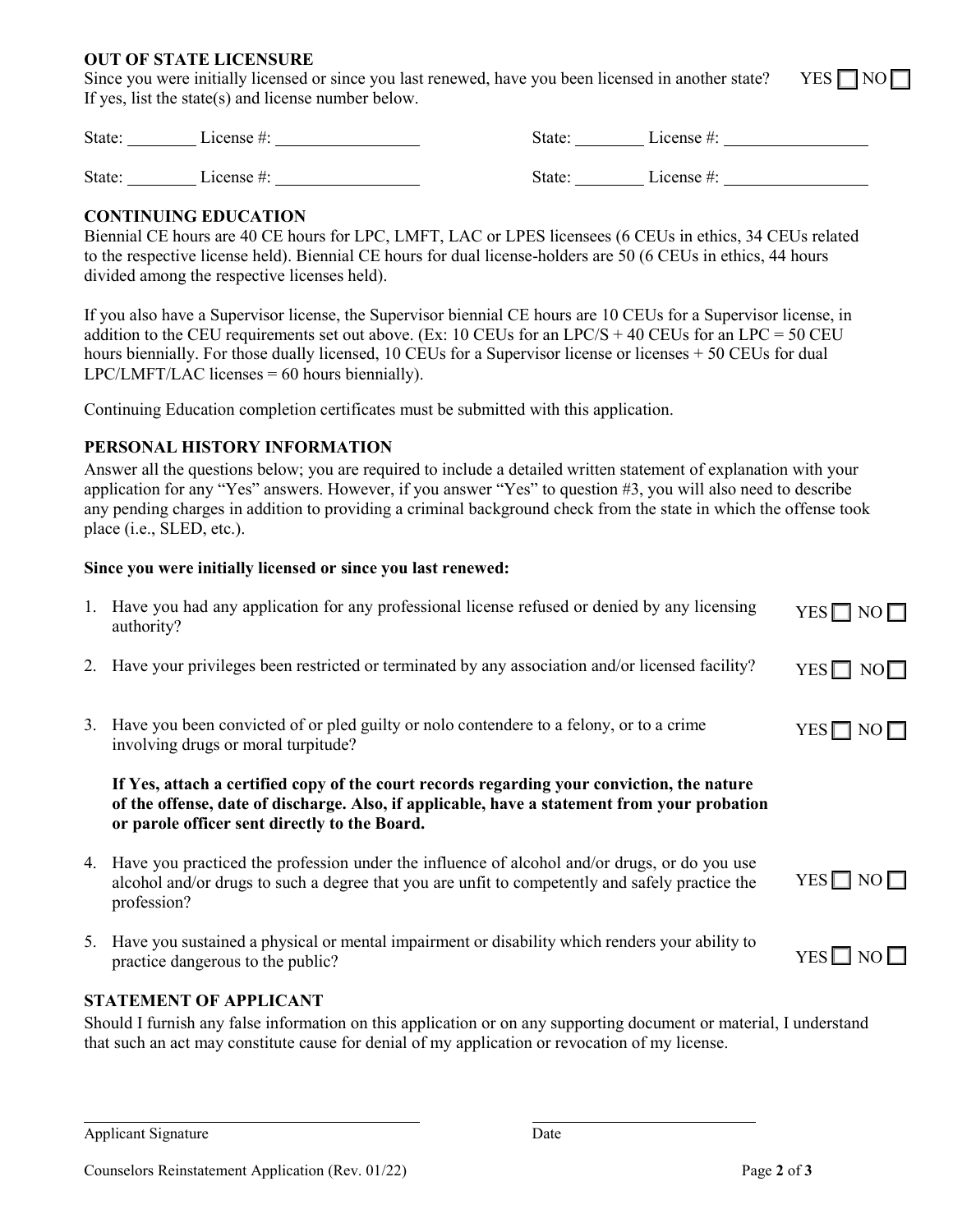## OUT OF STATE LICENSURE

Since you were initially licensed or since you last renewed, have you been licensed in another state? YES ☐ NO ☐

If yes, list the state(s) and license number below.

State: ________ License #: ________________ State: ________ License #: ________________

State: ________ License #: ________________ State: ________ License #: ________________

## CONTINUING EDUCATION

Biennial CE hours are 40 CE hours for LPC, LMFT, LAC or LPES licensees (6 CEUs in ethics, 34 CEUs related to the respective license held). Biennial CE hours for dual license-holders are 50 (6 CEUs in ethics, 44 hours divided among the respective licenses held).

If you also have a Supervisor license, the Supervisor biennial CE hours are 10 CEUs for a Supervisor license, in addition to the CEU requirements set out above. (Ex: 10 CEUs for an LPC/S + 40 CEUs for an LPC = 50 CEU hours biennially. For those dually licensed, 10 CEUs for a Supervisor license or licenses + 50 CEUs for dual LPC/LMFT/LAC licenses = 60 hours biennially).

Continuing Education completion certificates must be submitted with this application.

## PERSONAL HISTORY INFORMATION

Answer all the questions below; you are required to include a detailed written statement of explanation with your application for any "Yes" answers. However, if you answer "Yes" to question #3, you will also need to describe any pending charges in addition to providing a criminal background check from the state in which the offense took place (i.e., SLED, etc.).

**Since you were initially licensed or since you last renewed:**

1. Have you had any application for any professional license refused or denied by any licensing authority? YES ☐ NO ☐
2. Have your privileges been restricted or terminated by any association and/or licensed facility? YES ☐ NO ☐
3. Have you been convicted of or pled guilty or nolo contendere to a felony, or to a crime involving drugs or moral turpitude? YES ☐ NO ☐

   **If Yes, attach a certified copy of the court records regarding your conviction, the nature of the offense, date of discharge. Also, if applicable, have a statement from your probation or parole officer sent directly to the Board.**

4. Have you practiced the profession under the influence of alcohol and/or drugs, or do you use alcohol and/or drugs to such a degree that you are unfit to competently and safely practice the profession? YES ☐ NO ☐
5. Have you sustained a physical or mental impairment or disability which renders your ability to practice dangerous to the public? YES ☐ NO ☐

## STATEMENT OF APPLICANT

Should I furnish any false information on this application or on any supporting document or material, I understand that such an act may constitute cause for denial of my application or revocation of my license.

______________________________ ______________________________

Applicant Signature Date

Counselors Reinstatement Application (Rev. 01/22)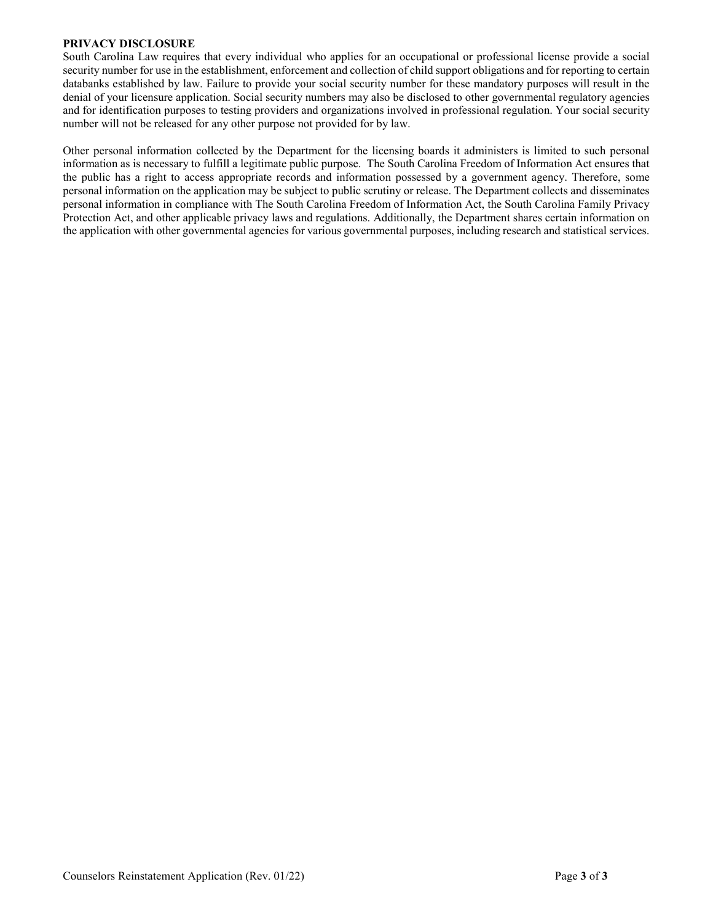**PRIVACY DISCLOSURE**

South Carolina Law requires that every individual who applies for an occupational or professional license provide a social security number for use in the establishment, enforcement and collection of child support obligations and for reporting to certain databanks established by law. Failure to provide your social security number for these mandatory purposes will result in the denial of your licensure application. Social security numbers may also be disclosed to other governmental regulatory agencies and for identification purposes to testing providers and organizations involved in professional regulation. Your social security number will not be released for any other purpose not provided for by law.

Other personal information collected by the Department for the licensing boards it administers is limited to such personal information as is necessary to fulfill a legitimate public purpose. The South Carolina Freedom of Information Act ensures that the public has a right to access appropriate records and information possessed by a government agency. Therefore, some personal information on the application may be subject to public scrutiny or release. The Department collects and disseminates personal information in compliance with The South Carolina Freedom of Information Act, the South Carolina Family Privacy Protection Act, and other applicable privacy laws and regulations. Additionally, the Department shares certain information on the application with other governmental agencies for various governmental purposes, including research and statistical services.